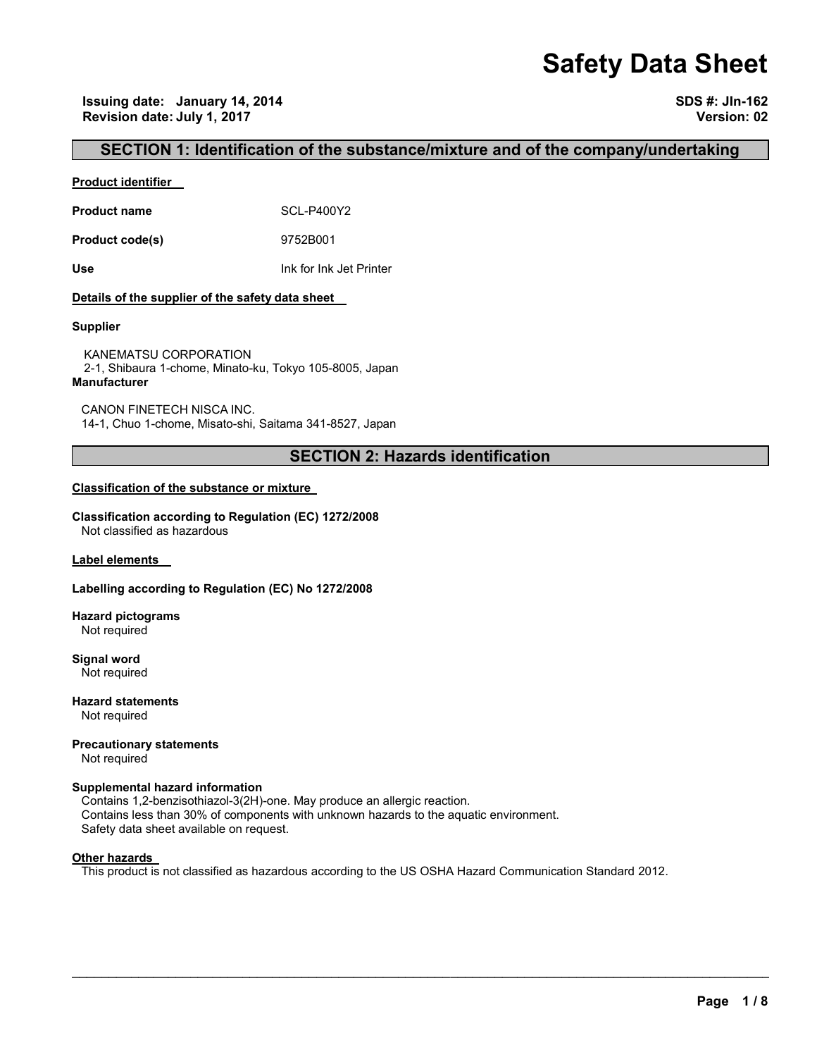# Safety Data Sheet

**Issuing date: January 14, 2014**
**Revision date: July 1, 2017**

**SDS #: JIn-162**
**Version: 02**

## SECTION 1: Identification of the substance/mixture and of the company/undertaking

**Product identifier**

| | |
|---|---|
| **Product name** | SCL-P400Y2 |
| **Product code(s)** | 9752B001 |
| **Use** | Ink for Ink Jet Printer |

**Details of the supplier of the safety data sheet**

**Supplier**

KANEMATSU CORPORATION
2-1, Shibaura 1-chome, Minato-ku, Tokyo 105-8005, Japan

**Manufacturer**

CANON FINETECH NISCA INC.
14-1, Chuo 1-chome, Misato-shi, Saitama 341-8527, Japan

## SECTION 2: Hazards identification

**Classification of the substance or mixture**

**Classification according to Regulation (EC) 1272/2008**
Not classified as hazardous

**Label elements**

**Labelling according to Regulation (EC) No 1272/2008**

**Hazard pictograms**
Not required

**Signal word**
Not required

**Hazard statements**
Not required

**Precautionary statements**
Not required

**Supplemental hazard information**
Contains 1,2-benzisothiazol-3(2H)-one. May produce an allergic reaction.
Contains less than 30% of components with unknown hazards to the aquatic environment.
Safety data sheet available on request.

**Other hazards**
This product is not classified as hazardous according to the US OSHA Hazard Communication Standard 2012.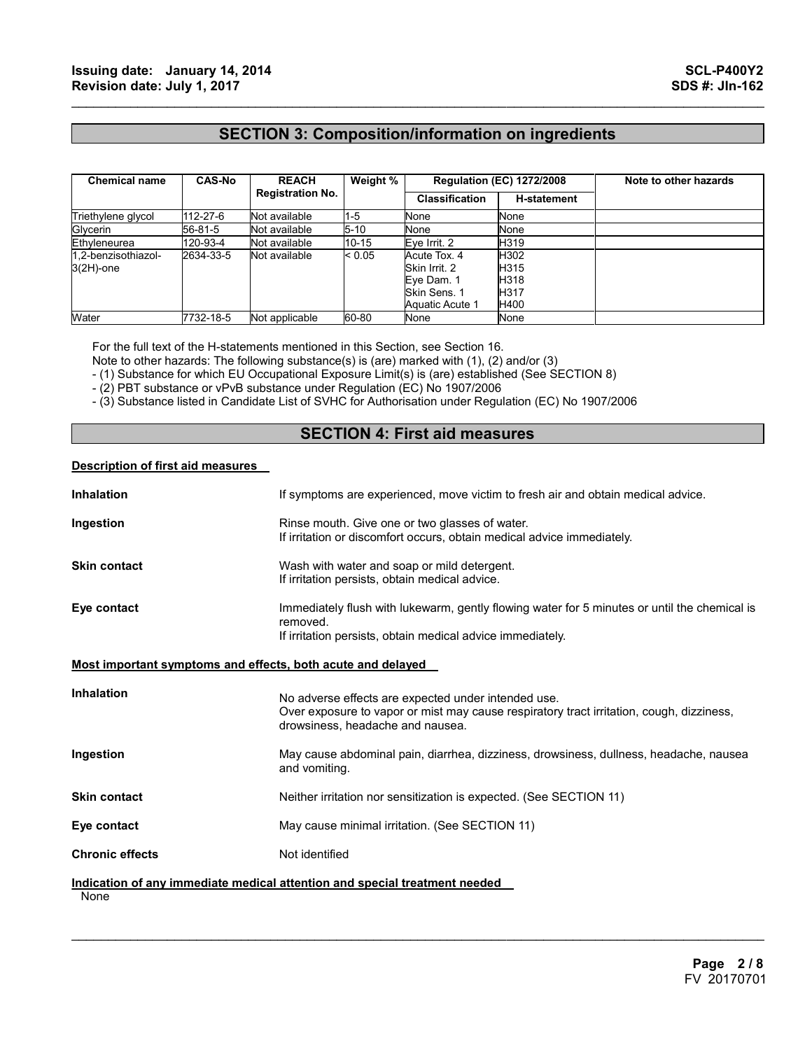## SECTION 3: Composition/information on ingredients

| Chemical name | CAS-No | REACH Registration No. | Weight % | Regulation (EC) 1272/2008 | | Note to other hazards |
|---|---|---|---|---|---|---|
| | | | | Classification | H-statement | |
| Triethylene glycol | 112-27-6 | Not available | 1-5 | None | None | |
| Glycerin | 56-81-5 | Not available | 5-10 | None | None | |
| Ethyleneurea | 120-93-4 | Not available | 10-15 | Eye Irrit. 2 | H319 | |
| 1,2-benzisothiazol-3(2H)-one | 2634-33-5 | Not available | < 0.05 | Acute Tox. 4<br>Skin Irrit. 2<br>Eye Dam. 1<br>Skin Sens. 1<br>Aquatic Acute 1 | H302<br>H315<br>H318<br>H317<br>H400 | |
| Water | 7732-18-5 | Not applicable | 60-80 | None | None | |

For the full text of the H-statements mentioned in this Section, see Section 16.

Note to other hazards: The following substance(s) is (are) marked with (1), (2) and/or (3)

- (1) Substance for which EU Occupational Exposure Limit(s) is (are) established (See SECTION 8)
- (2) PBT substance or vPvB substance under Regulation (EC) No 1907/2006
- (3) Substance listed in Candidate List of SVHC for Authorisation under Regulation (EC) No 1907/2006

## SECTION 4: First aid measures

**Description of first aid measures**

**Inhalation** — If symptoms are experienced, move victim to fresh air and obtain medical advice.

**Ingestion** — Rinse mouth. Give one or two glasses of water.
If irritation or discomfort occurs, obtain medical advice immediately.

**Skin contact** — Wash with water and soap or mild detergent.
If irritation persists, obtain medical advice.

**Eye contact** — Immediately flush with lukewarm, gently flowing water for 5 minutes or until the chemical is removed.
If irritation persists, obtain medical advice immediately.

**Most important symptoms and effects, both acute and delayed**

**Inhalation** — No adverse effects are expected under intended use.
Over exposure to vapor or mist may cause respiratory tract irritation, cough, dizziness, drowsiness, headache and nausea.

**Ingestion** — May cause abdominal pain, diarrhea, dizziness, drowsiness, dullness, headache, nausea and vomiting.

**Skin contact** — Neither irritation nor sensitization is expected. (See SECTION 11)

**Eye contact** — May cause minimal irritation. (See SECTION 11)

**Chronic effects** — Not identified

**Indication of any immediate medical attention and special treatment needed**

None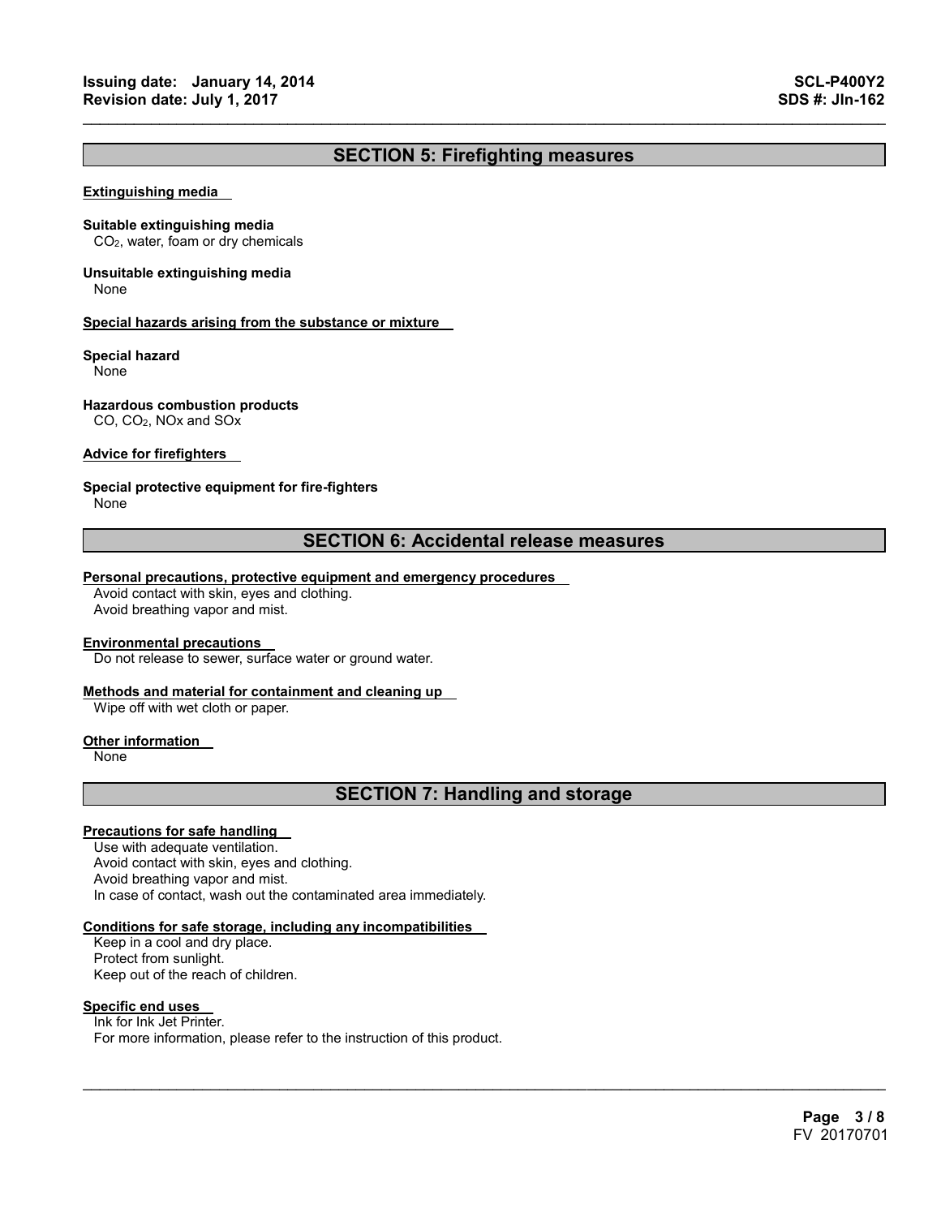## SECTION 5: Firefighting measures

**Extinguishing media**

**Suitable extinguishing media**
$CO_2$, water, foam or dry chemicals

**Unsuitable extinguishing media**
None

**Special hazards arising from the substance or mixture**

**Special hazard**
None

**Hazardous combustion products**
CO, $CO_2$, NOx and SOx

**Advice for firefighters**

**Special protective equipment for fire-fighters**
None

## SECTION 6: Accidental release measures

**Personal precautions, protective equipment and emergency procedures**
Avoid contact with skin, eyes and clothing.
Avoid breathing vapor and mist.

**Environmental precautions**
Do not release to sewer, surface water or ground water.

**Methods and material for containment and cleaning up**
Wipe off with wet cloth or paper.

**Other information**
None

## SECTION 7: Handling and storage

**Precautions for safe handling**
Use with adequate ventilation.
Avoid contact with skin, eyes and clothing.
Avoid breathing vapor and mist.
In case of contact, wash out the contaminated area immediately.

**Conditions for safe storage, including any incompatibilities**
Keep in a cool and dry place.
Protect from sunlight.
Keep out of the reach of children.

**Specific end uses**
Ink for Ink Jet Printer.
For more information, please refer to the instruction of this product.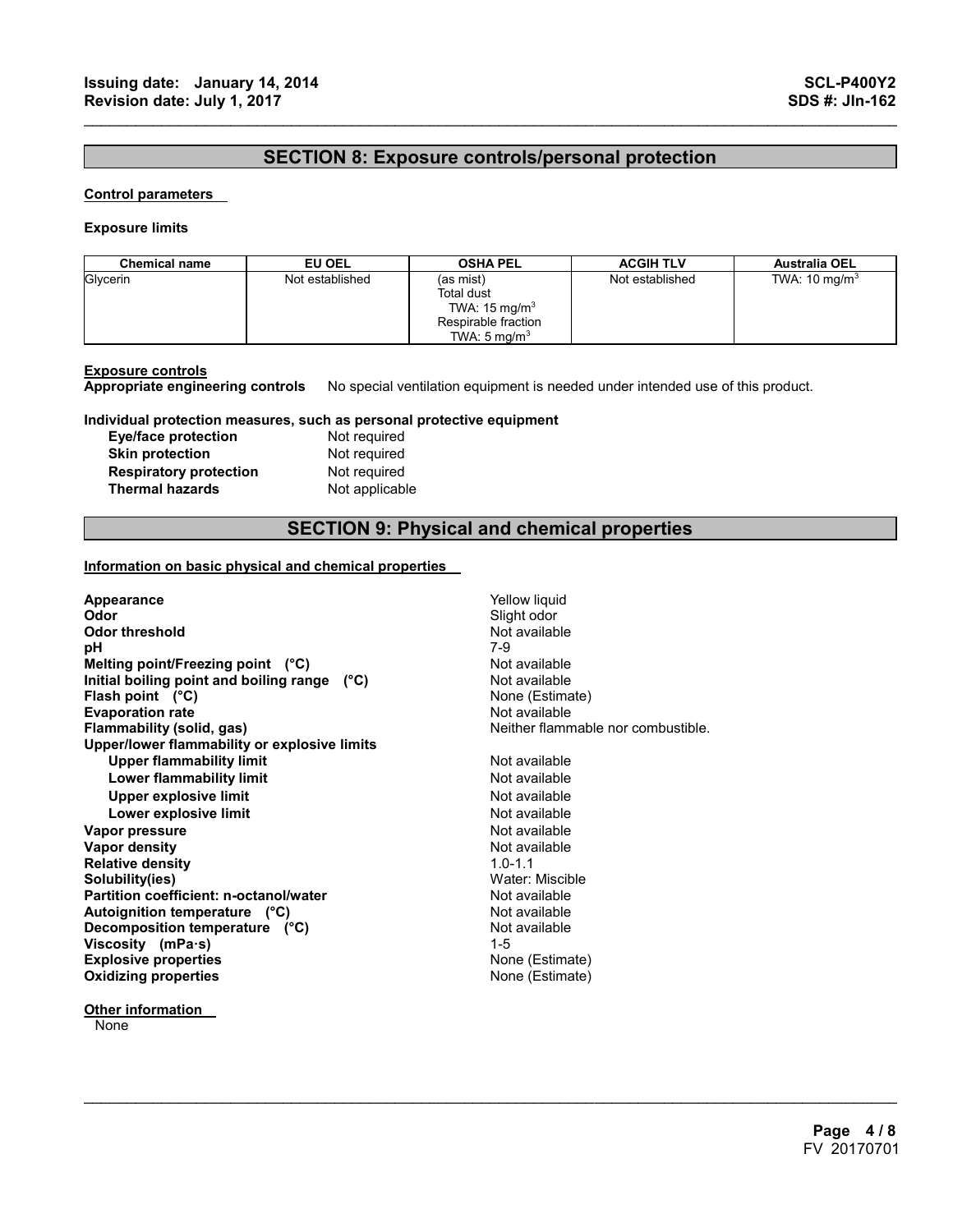## SECTION 8: Exposure controls/personal protection

**Control parameters**

**Exposure limits**

| Chemical name | EU OEL | OSHA PEL | ACGIH TLV | Australia OEL |
|---|---|---|---|---|
| Glycerin | Not established | (as mist)<br>Total dust<br>TWA: 15 mg/m$^3$<br>Respirable fraction<br>TWA: 5 mg/m$^3$ | Not established | TWA: 10 mg/m$^3$ |

**Exposure controls**

**Appropriate engineering controls** No special ventilation equipment is needed under intended use of this product.

**Individual protection measures, such as personal protective equipment**

| | |
|---|---|
| **Eye/face protection** | Not required |
| **Skin protection** | Not required |
| **Respiratory protection** | Not required |
| **Thermal hazards** | Not applicable |

## SECTION 9: Physical and chemical properties

**Information on basic physical and chemical properties**

| | |
|---|---|
| **Appearance** | Yellow liquid |
| **Odor** | Slight odor |
| **Odor threshold** | Not available |
| **pH** | 7-9 |
| **Melting point/Freezing point (°C)** | Not available |
| **Initial boiling point and boiling range (°C)** | Not available |
| **Flash point (°C)** | None (Estimate) |
| **Evaporation rate** | Not available |
| **Flammability (solid, gas)** | Neither flammable nor combustible. |
| **Upper/lower flammability or explosive limits** | |
| **Upper flammability limit** | Not available |
| **Lower flammability limit** | Not available |
| **Upper explosive limit** | Not available |
| **Lower explosive limit** | Not available |
| **Vapor pressure** | Not available |
| **Vapor density** | Not available |
| **Relative density** | 1.0-1.1 |
| **Solubility(ies)** | Water: Miscible |
| **Partition coefficient: n-octanol/water** | Not available |
| **Autoignition temperature (°C)** | Not available |
| **Decomposition temperature (°C)** | Not available |
| **Viscosity (mPa·s)** | 1-5 |
| **Explosive properties** | None (Estimate) |
| **Oxidizing properties** | None (Estimate) |

**Other information**

None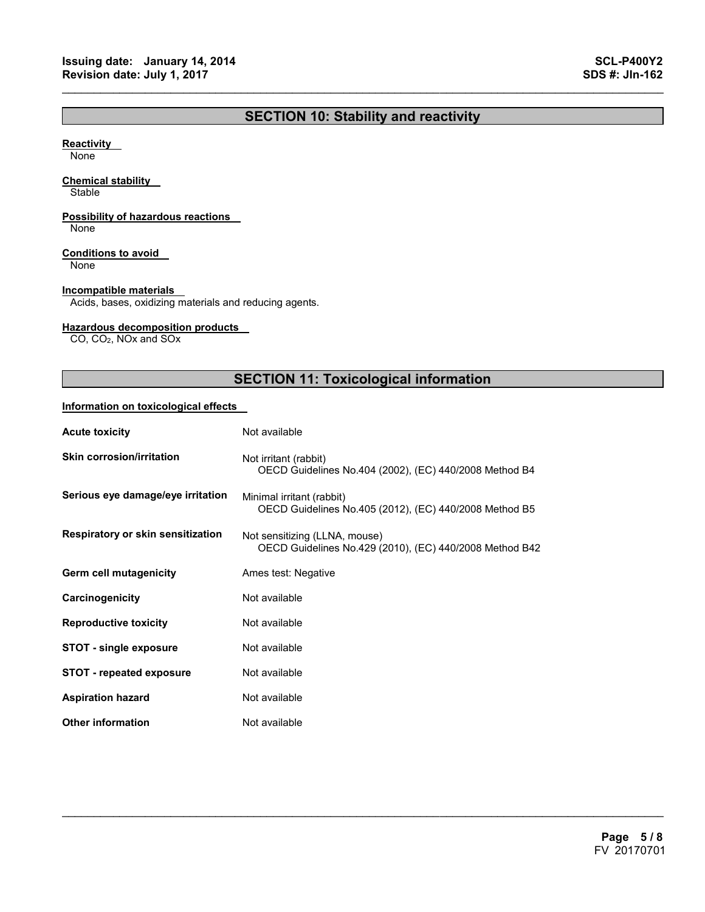## SECTION 10: Stability and reactivity

**Reactivity**
None

**Chemical stability**
Stable

**Possibility of hazardous reactions**
None

**Conditions to avoid**
None

**Incompatible materials**
Acids, bases, oxidizing materials and reducing agents.

**Hazardous decomposition products**
CO, $CO_2$, NOx and SOx

## SECTION 11: Toxicological information

**Information on toxicological effects**

| | |
|---|---|
| **Acute toxicity** | Not available |
| **Skin corrosion/irritation** | Not irritant (rabbit)<br>OECD Guidelines No.404 (2002), (EC) 440/2008 Method B4 |
| **Serious eye damage/eye irritation** | Minimal irritant (rabbit)<br>OECD Guidelines No.405 (2012), (EC) 440/2008 Method B5 |
| **Respiratory or skin sensitization** | Not sensitizing (LLNA, mouse)<br>OECD Guidelines No.429 (2010), (EC) 440/2008 Method B42 |
| **Germ cell mutagenicity** | Ames test: Negative |
| **Carcinogenicity** | Not available |
| **Reproductive toxicity** | Not available |
| **STOT - single exposure** | Not available |
| **STOT - repeated exposure** | Not available |
| **Aspiration hazard** | Not available |
| **Other information** | Not available |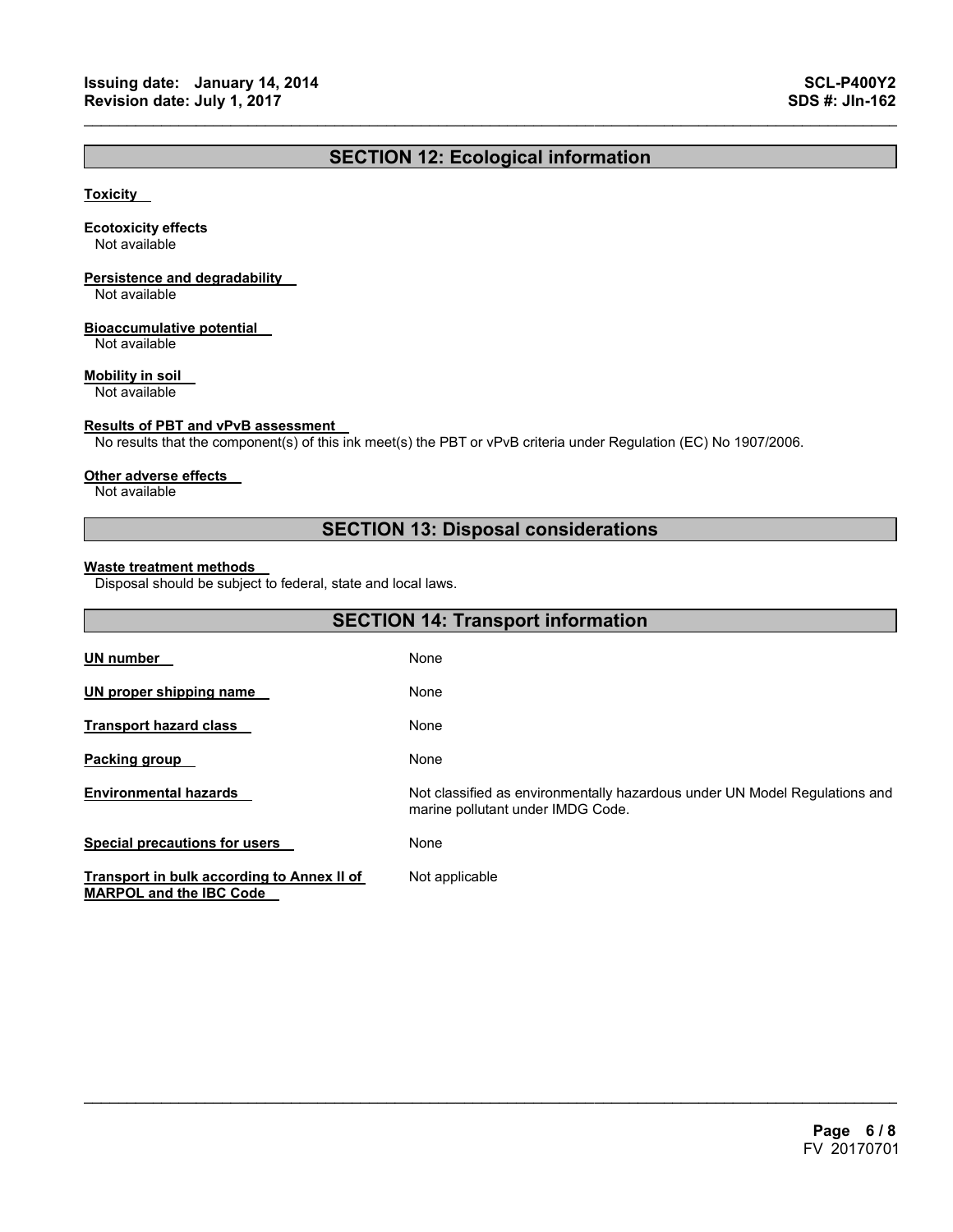## SECTION 12: Ecological information

**Toxicity**

**Ecotoxicity effects**
Not available

**Persistence and degradability**
Not available

**Bioaccumulative potential**
Not available

**Mobility in soil**
Not available

**Results of PBT and vPvB assessment**
No results that the component(s) of this ink meet(s) the PBT or vPvB criteria under Regulation (EC) No 1907/2006.

**Other adverse effects**
Not available

## SECTION 13: Disposal considerations

**Waste treatment methods**
Disposal should be subject to federal, state and local laws.

## SECTION 14: Transport information

| | |
|---|---|
| **UN number** | None |
| **UN proper shipping name** | None |
| **Transport hazard class** | None |
| **Packing group** | None |
| **Environmental hazards** | Not classified as environmentally hazardous under UN Model Regulations and marine pollutant under IMDG Code. |
| **Special precautions for users** | None |
| **Transport in bulk according to Annex II of MARPOL and the IBC Code** | Not applicable |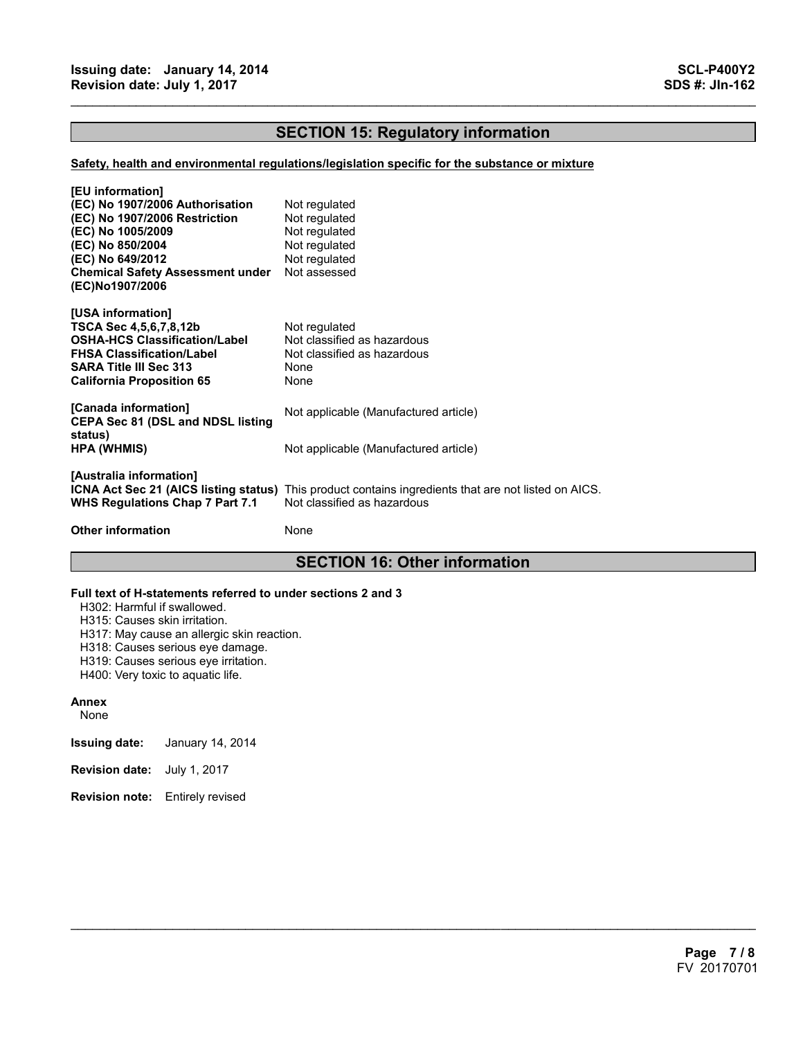## SECTION 15: Regulatory information

**Safety, health and environmental regulations/legislation specific for the substance or mixture**

**[EU information]**

| | |
|---|---|
| **(EC) No 1907/2006 Authorisation** | Not regulated |
| **(EC) No 1907/2006 Restriction** | Not regulated |
| **(EC) No 1005/2009** | Not regulated |
| **(EC) No 850/2004** | Not regulated |
| **(EC) No 649/2012** | Not regulated |
| **Chemical Safety Assessment under (EC)No1907/2006** | Not assessed |

**[USA information]**

| | |
|---|---|
| **TSCA Sec 4,5,6,7,8,12b** | Not regulated |
| **OSHA-HCS Classification/Label** | Not classified as hazardous |
| **FHSA Classification/Label** | Not classified as hazardous |
| **SARA Title III Sec 313** | None |
| **California Proposition 65** | None |

**[Canada information]**

| | |
|---|---|
| **CEPA Sec 81 (DSL and NDSL listing status)** | Not applicable (Manufactured article) |
| **HPA (WHMIS)** | Not applicable (Manufactured article) |

**[Australia information]**

| | |
|---|---|
| **ICNA Act Sec 21 (AICS listing status)** | This product contains ingredients that are not listed on AICS. |
| **WHS Regulations Chap 7 Part 7.1** | Not classified as hazardous |

**Other information** None

## SECTION 16: Other information

**Full text of H-statements referred to under sections 2 and 3**

H302: Harmful if swallowed.
H315: Causes skin irritation.
H317: May cause an allergic skin reaction.
H318: Causes serious eye damage.
H319: Causes serious eye irritation.
H400: Very toxic to aquatic life.

**Annex**

None

**Issuing date:** January 14, 2014

**Revision date:** July 1, 2017

**Revision note:** Entirely revised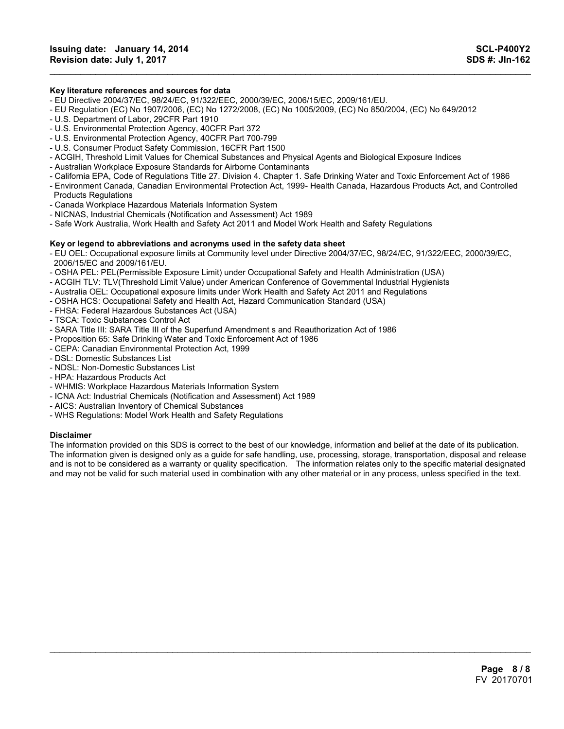**Key literature references and sources for data**

- EU Directive 2004/37/EC, 98/24/EC, 91/322/EEC, 2000/39/EC, 2006/15/EC, 2009/161/EU.
- EU Regulation (EC) No 1907/2006, (EC) No 1272/2008, (EC) No 1005/2009, (EC) No 850/2004, (EC) No 649/2012
- U.S. Department of Labor, 29CFR Part 1910
- U.S. Environmental Protection Agency, 40CFR Part 372
- U.S. Environmental Protection Agency, 40CFR Part 700-799
- U.S. Consumer Product Safety Commission, 16CFR Part 1500
- ACGIH, Threshold Limit Values for Chemical Substances and Physical Agents and Biological Exposure Indices
- Australian Workplace Exposure Standards for Airborne Contaminants
- California EPA, Code of Regulations Title 27. Division 4. Chapter 1. Safe Drinking Water and Toxic Enforcement Act of 1986
- Environment Canada, Canadian Environmental Protection Act, 1999- Health Canada, Hazardous Products Act, and Controlled Products Regulations
- Canada Workplace Hazardous Materials Information System
- NICNAS, Industrial Chemicals (Notification and Assessment) Act 1989
- Safe Work Australia, Work Health and Safety Act 2011 and Model Work Health and Safety Regulations

**Key or legend to abbreviations and acronyms used in the safety data sheet**

- EU OEL: Occupational exposure limits at Community level under Directive 2004/37/EC, 98/24/EC, 91/322/EEC, 2000/39/EC, 2006/15/EC and 2009/161/EU.
- OSHA PEL: PEL(Permissible Exposure Limit) under Occupational Safety and Health Administration (USA)
- ACGIH TLV: TLV(Threshold Limit Value) under American Conference of Governmental Industrial Hygienists
- Australia OEL: Occupational exposure limits under Work Health and Safety Act 2011 and Regulations
- OSHA HCS: Occupational Safety and Health Act, Hazard Communication Standard (USA)
- FHSA: Federal Hazardous Substances Act (USA)
- TSCA: Toxic Substances Control Act
- SARA Title III: SARA Title III of the Superfund Amendment s and Reauthorization Act of 1986
- Proposition 65: Safe Drinking Water and Toxic Enforcement Act of 1986
- CEPA: Canadian Environmental Protection Act, 1999
- DSL: Domestic Substances List
- NDSL: Non-Domestic Substances List
- HPA: Hazardous Products Act
- WHMIS: Workplace Hazardous Materials Information System
- ICNA Act: Industrial Chemicals (Notification and Assessment) Act 1989
- AICS: Australian Inventory of Chemical Substances
- WHS Regulations: Model Work Health and Safety Regulations

**Disclaimer**

The information provided on this SDS is correct to the best of our knowledge, information and belief at the date of its publication. The information given is designed only as a guide for safe handling, use, processing, storage, transportation, disposal and release and is not to be considered as a warranty or quality specification. The information relates only to the specific material designated and may not be valid for such material used in combination with any other material or in any process, unless specified in the text.